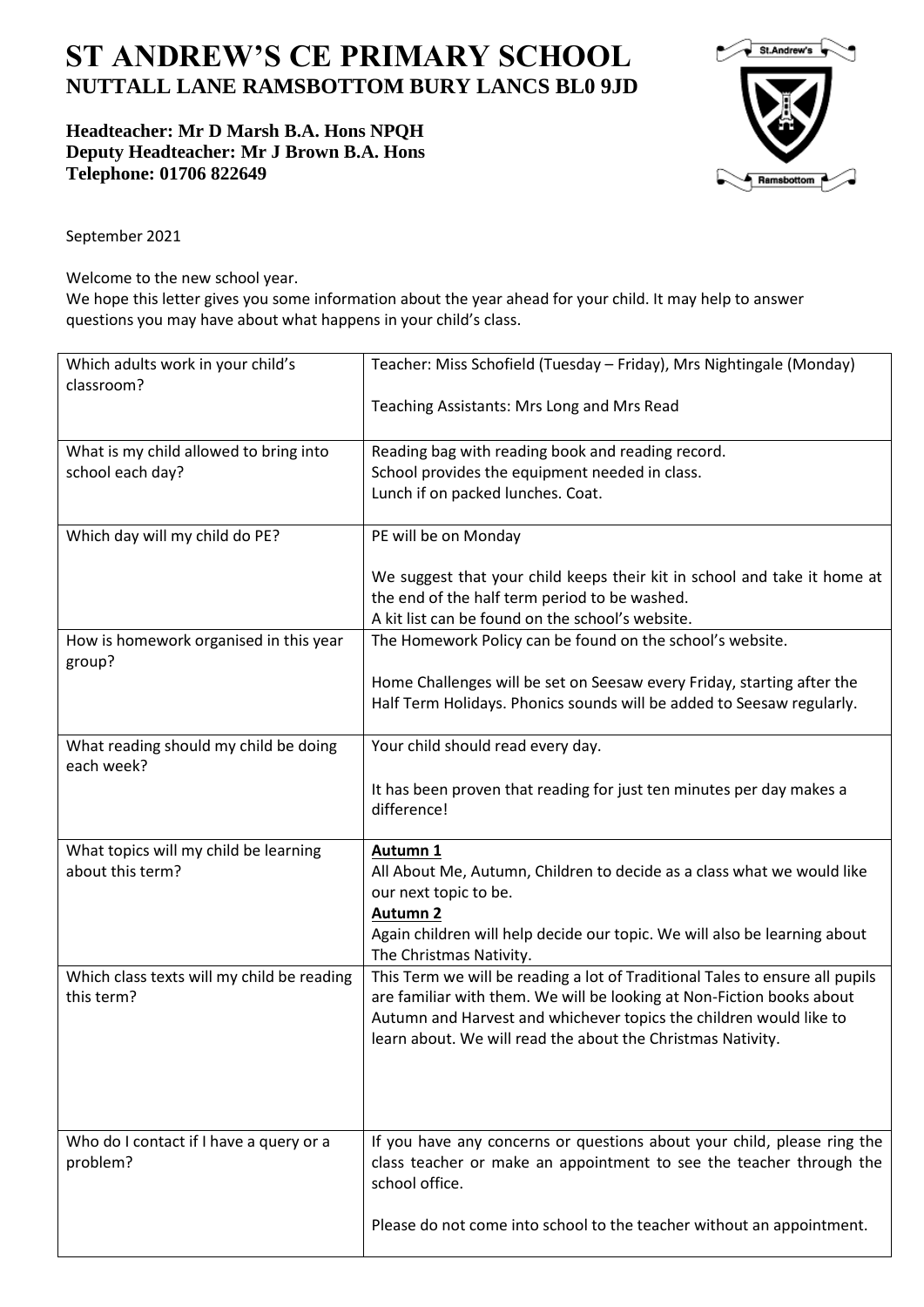# ST ANDREW'S CE PRIMARY SCHOOL
## NUTTALL LANE RAMSBOTTOM BURY LANCS BL0 9JD

**Headteacher: Mr D Marsh B.A. Hons NPQH**
**Deputy Headteacher: Mr J Brown B.A. Hons**
**Telephone: 01706 822649**

September 2021

Welcome to the new school year.
We hope this letter gives you some information about the year ahead for your child. It may help to answer questions you may have about what happens in your child's class.

| | |
|---|---|
| Which adults work in your child's classroom? | Teacher: Miss Schofield (Tuesday – Friday), Mrs Nightingale (Monday)<br><br>Teaching Assistants: Mrs Long and Mrs Read |
| What is my child allowed to bring into school each day? | Reading bag with reading book and reading record.<br>School provides the equipment needed in class.<br>Lunch if on packed lunches. Coat. |
| Which day will my child do PE? | PE will be on Monday<br><br>We suggest that your child keeps their kit in school and take it home at the end of the half term period to be washed.<br>A kit list can be found on the school's website. |
| How is homework organised in this year group? | The Homework Policy can be found on the school's website.<br><br>Home Challenges will be set on Seesaw every Friday, starting after the Half Term Holidays. Phonics sounds will be added to Seesaw regularly. |
| What reading should my child be doing each week? | Your child should read every day.<br><br>It has been proven that reading for just ten minutes per day makes a difference! |
| What topics will my child be learning about this term? | **Autumn 1**<br>All About Me, Autumn, Children to decide as a class what we would like our next topic to be.<br>**Autumn 2**<br>Again children will help decide our topic. We will also be learning about The Christmas Nativity. |
| Which class texts will my child be reading this term? | This Term we will be reading a lot of Traditional Tales to ensure all pupils are familiar with them. We will be looking at Non-Fiction books about Autumn and Harvest and whichever topics the children would like to learn about. We will read the about the Christmas Nativity. |
| Who do I contact if I have a query or a problem? | If you have any concerns or questions about your child, please ring the class teacher or make an appointment to see the teacher through the school office.<br><br>Please do not come into school to the teacher without an appointment. |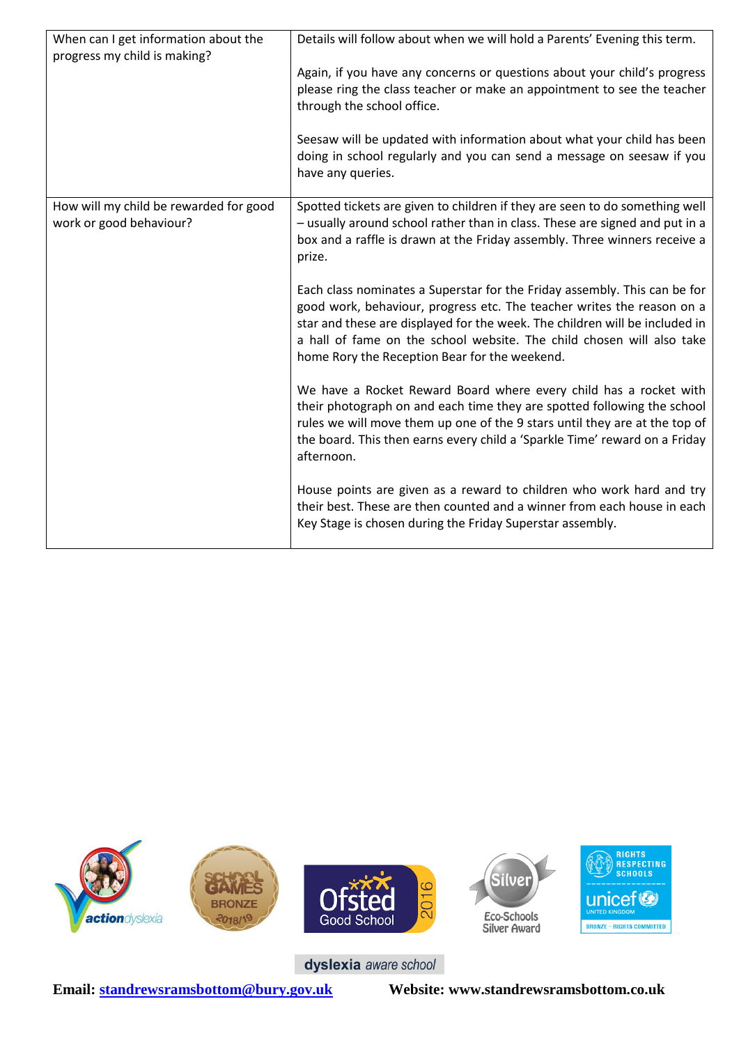| | |
|---|---|
| When can I get information about the progress my child is making? | Details will follow about when we will hold a Parents' Evening this term.<br><br>Again, if you have any concerns or questions about your child's progress please ring the class teacher or make an appointment to see the teacher through the school office.<br><br>Seesaw will be updated with information about what your child has been doing in school regularly and you can send a message on seesaw if you have any queries. |
| How will my child be rewarded for good work or good behaviour? | Spotted tickets are given to children if they are seen to do something well – usually around school rather than in class. These are signed and put in a box and a raffle is drawn at the Friday assembly. Three winners receive a prize.<br><br>Each class nominates a Superstar for the Friday assembly. This can be for good work, behaviour, progress etc. The teacher writes the reason on a star and these are displayed for the week. The children will be included in a hall of fame on the school website. The child chosen will also take home Rory the Reception Bear for the weekend.<br><br>We have a Rocket Reward Board where every child has a rocket with their photograph on and each time they are spotted following the school rules we will move them up one of the 9 stars until they are at the top of the board. This then earns every child a 'Sparkle Time' reward on a Friday afternoon.<br><br>House points are given as a reward to children who work hard and try their best. These are then counted and a winner from each house in each Key Stage is chosen during the Friday Superstar assembly. |

**Email:** standrewsramsbottom@bury.gov.uk **Website: www.standrewsramsbottom.co.uk**